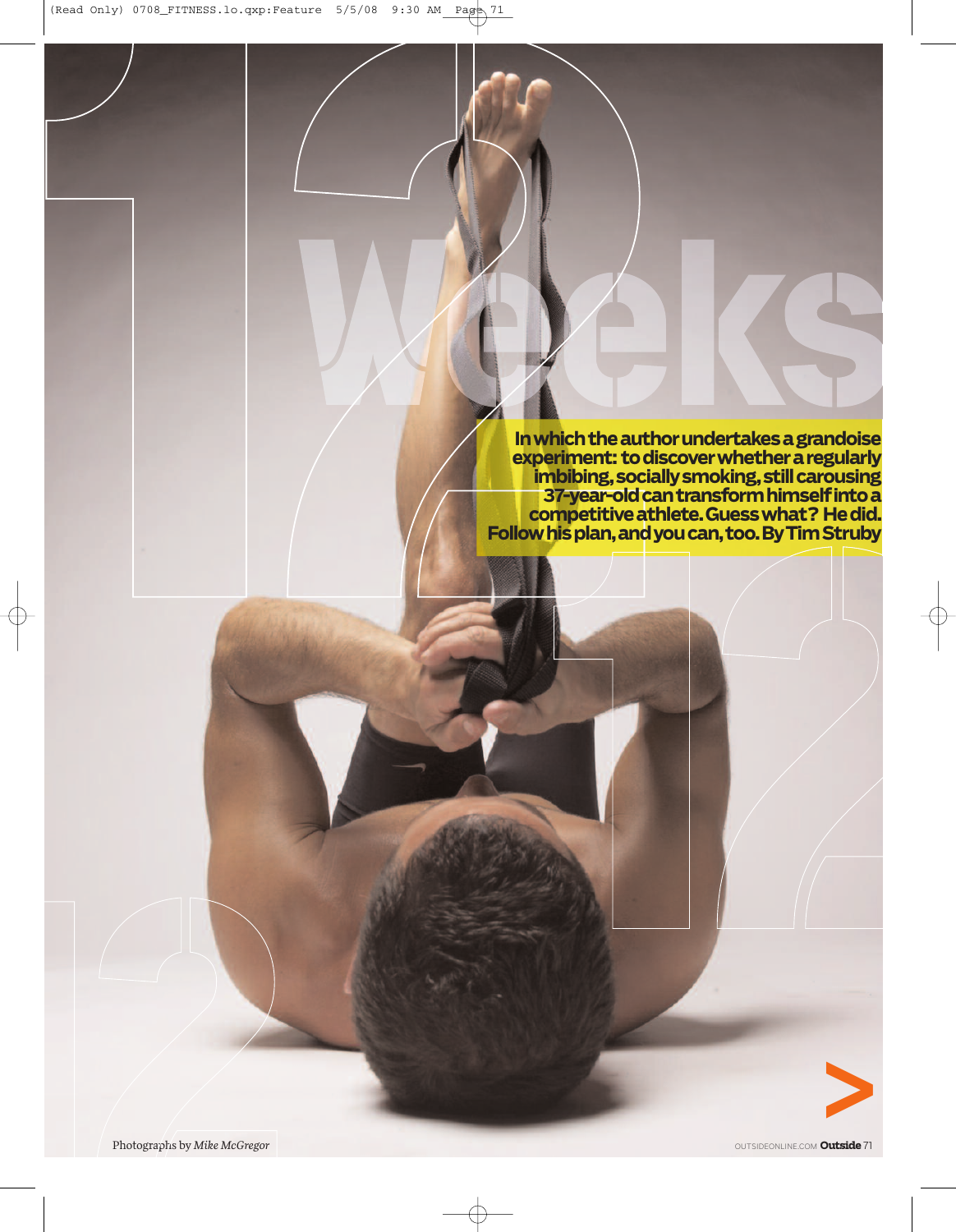# 12 Weeks

**In which the author undertakes a grandoise experiment: to discover whether a regularly imbibing, socially smoking, still carousing 37-year-old can transform himself into a competitive athlete. Guess what? He did. Follow his plan, and you can, too. By Tim Struby**

Photographs by *Mike McGregor*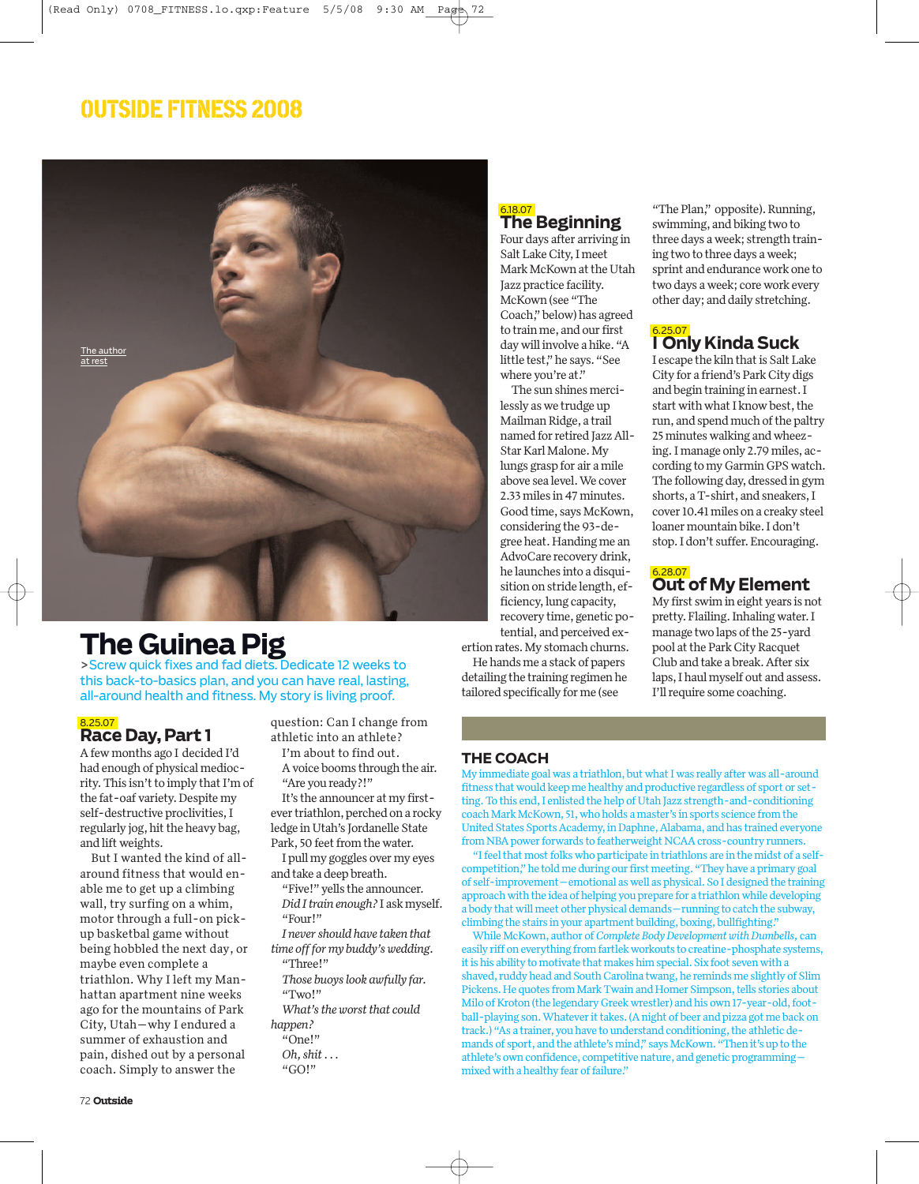# OUTSIDE FITNESS 2008

The author at rest

## The Guinea Pig

>Screw quick fixes and fad diets. Dedicate 12 weeks to this back-to-basics plan, and you can have real, lasting, all-around health and fitness. My story is living proof.

8.25.07
### Race Day, Part 1

A few months ago I decided I'd had enough of physical mediocrity. This isn't to imply that I'm of the fat-oaf variety. Despite my self-destructive proclivities, I regularly jog, hit the heavy bag, and lift weights.

But I wanted the kind of all-around fitness that would enable me to get up a climbing wall, try surfing on a whim, motor through a full-on pick-up basketbal game without being hobbled the next day, or maybe even complete a triathlon. Why I left my Manhattan apartment nine weeks ago for the mountains of Park City, Utah—why I endured a summer of exhaustion and pain, dished out by a personal coach. Simply to answer the question: Can I change from athletic into an athlete?

I'm about to find out.

A voice booms through the air. "Are you ready?!"

It's the announcer at my first-ever triathlon, perched on a rocky ledge in Utah's Jordanelle State Park, 50 feet from the water.

I pull my goggles over my eyes and take a deep breath.

"Five!" yells the announcer.

*Did I train enough?* I ask myself.

"Four!"

*I never should have taken that time off for my buddy's wedding.*

"Three!"

*Those buoys look awfully far.*

"Two!"

*What's the worst that could happen?*

"One!"

*Oh, shit . . .*

"GO!"

6.18.07
### The Beginning

Four days after arriving in Salt Lake City, I meet Mark McKown at the Utah Jazz practice facility. McKown (see "The Coach," below) has agreed to train me, and our first day will involve a hike. "A little test," he says. "See where you're at."

The sun shines mercilessly as we trudge up Mailman Ridge, a trail named for retired Jazz All-Star Karl Malone. My lungs grasp for air a mile above sea level. We cover 2.33 miles in 47 minutes. Good time, says McKown, considering the 93-degree heat. Handing me an AdvoCare recovery drink, he launches into a disquisition on stride length, efficiency, lung capacity, recovery time, genetic potential, and perceived exertion rates. My stomach churns.

He hands me a stack of papers detailing the training regimen he tailored specifically for me (see "The Plan," opposite). Running, swimming, and biking two to three days a week; strength training two to three days a week; sprint and endurance work one to two days a week; core work every other day; and daily stretching.

6.25.07
### I Only Kinda Suck

I escape the kiln that is Salt Lake City for a friend's Park City digs and begin training in earnest. I start with what I know best, the run, and spend much of the paltry 25 minutes walking and wheezing. I manage only 2.79 miles, according to my Garmin GPS watch. The following day, dressed in gym shorts, a T-shirt, and sneakers, I cover 10.41 miles on a creaky steel loaner mountain bike. I don't stop. I don't suffer. Encouraging.

6.28.07
### Out of My Element

My first swim in eight years is not pretty. Flailing. Inhaling water. I manage two laps of the 25-yard pool at the Park City Racquet Club and take a break. After six laps, I haul myself out and assess. I'll require some coaching.

### THE COACH

My immediate goal was a triathlon, but what I was really after was all-around fitness that would keep me healthy and productive regardless of sport or setting. To this end, I enlisted the help of Utah Jazz strength-and-conditioning coach Mark McKown, 51, who holds a master's in sports science from the United States Sports Academy, in Daphne, Alabama, and has trained everyone from NBA power forwards to featherweight NCAA cross-country runners.

"I feel that most folks who participate in triathlons are in the midst of a self-competition," he told me during our first meeting. "They have a primary goal of self-improvement—emotional as well as physical. So I designed the training approach with the idea of helping you prepare for a triathlon while developing a body that will meet other physical demands—running to catch the subway, climbing the stairs in your apartment building, boxing, bullfighting."

While McKown, author of *Complete Body Development with Dumbells*, can easily riff on everything from fartlek workouts to creatine-phosphate systems, it is his ability to motivate that makes him special. Six foot seven with a shaved, ruddy head and South Carolina twang, he reminds me slightly of Slim Pickens. He quotes from Mark Twain and Homer Simpson, tells stories about Milo of Kroton (the legendary Greek wrestler) and his own 17-year-old, football-playing son. Whatever it takes. (A night of beer and pizza got me back on track.) "As a trainer, you have to understand conditioning, the athletic demands of sport, and the athlete's mind," says McKown. "Then it's up to the athlete's own confidence, competitive nature, and genetic programming—mixed with a healthy fear of failure."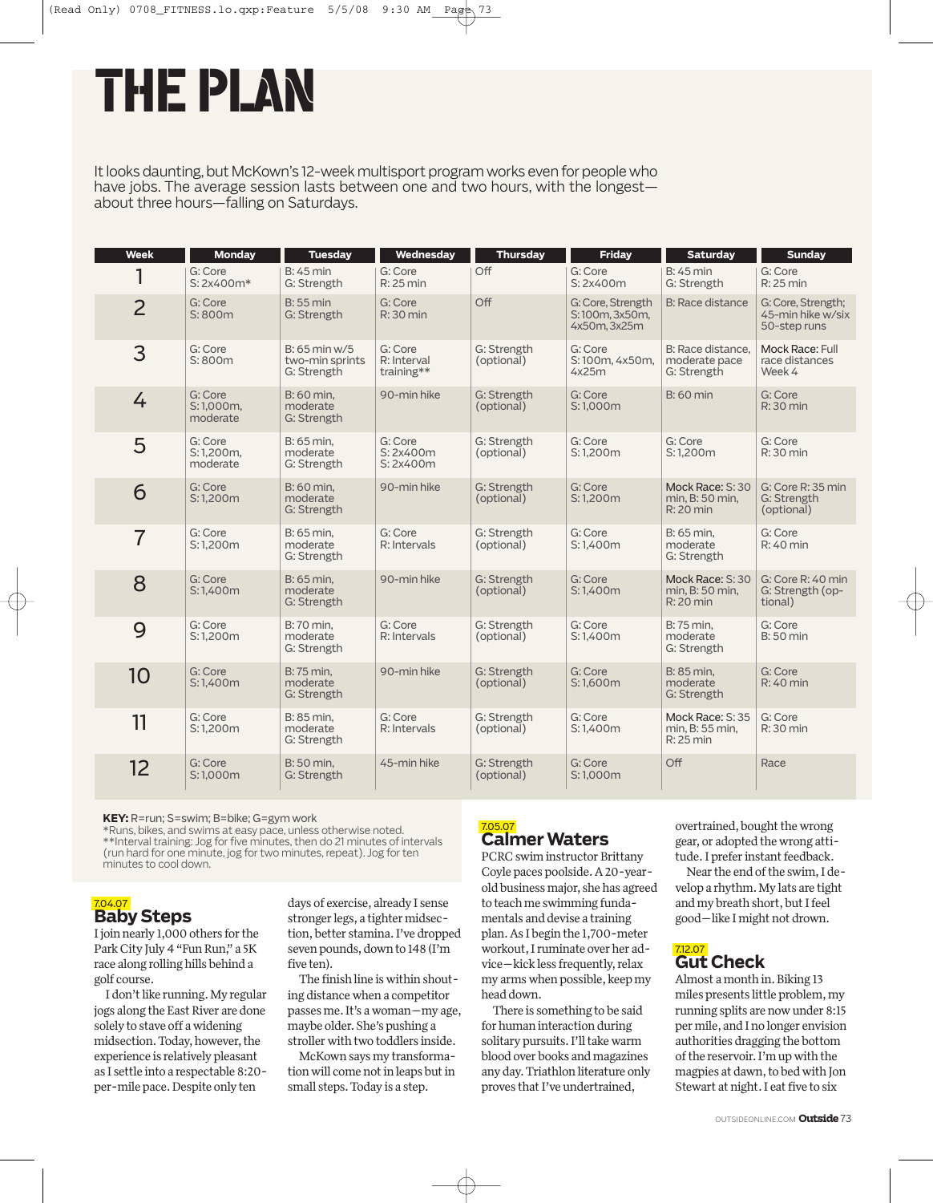# THE PLAN

It looks daunting, but McKown's 12-week multisport program works even for people who have jobs. The average session lasts between one and two hours, with the longest—about three hours—falling on Saturdays.

| Week | Monday | Tuesday | Wednesday | Thursday | Friday | Saturday | Sunday |
|---|---|---|---|---|---|---|---|
| 1 | G: Core S: 2x400m* | B: 45 min G: Strength | G: Core R: 25 min | Off | G: Core S: 2x400m | B: 45 min G: Strength | G: Core R: 25 min |
| 2 | G: Core S: 800m | B: 55 min G: Strength | G: Core R: 30 min | Off | G: Core, Strength S: 100m, 3x50m, 4x50m, 3x25m | B: Race distance | G: Core, Strength; 45-min hike w/six 50-step runs |
| 3 | G: Core S: 800m | B: 65 min w/5 two-min sprints G: Strength | G: Core R: Interval training** | G: Strength (optional) | G: Core S: 100m, 4x50m, 4x25m | B: Race distance, moderate pace G: Strength | Mock Race: Full race distances Week 4 |
| 4 | G: Core S: 1,000m, moderate | B: 60 min, moderate G: Strength | 90-min hike | G: Strength (optional) | G: Core S: 1,000m | B: 60 min | G: Core R: 30 min |
| 5 | G: Core S: 1,200m, moderate | B: 65 min, moderate G: Strength | G: Core S: 2x400m S: 2x400m | G: Strength (optional) | G: Core S: 1,200m | G: Core S: 1,200m | G: Core R: 30 min |
| 6 | G: Core S: 1,200m | B: 60 min, moderate G: Strength | 90-min hike | G: Strength (optional) | G: Core S: 1,200m | Mock Race: S: 30 min, B: 50 min, R: 20 min | G: Core R: 35 min G: Strength (optional) |
| 7 | G: Core S: 1,200m | B: 65 min, moderate G: Strength | G: Core R: Intervals | G: Strength (optional) | G: Core S: 1,400m | B: 65 min, moderate G: Strength | G: Core R: 40 min |
| 8 | G: Core S: 1,400m | B: 65 min, moderate G: Strength | 90-min hike | G: Strength (optional) | G: Core S: 1,400m | Mock Race: S: 30 min, B: 50 min, R: 20 min | G: Core R: 40 min G: Strength (optional) |
| 9 | G: Core S: 1,200m | B: 70 min, moderate G: Strength | G: Core R: Intervals | G: Strength (optional) | G: Core S: 1,400m | B: 75 min, moderate G: Strength | G: Core B: 50 min |
| 10 | G: Core S: 1,400m | B: 75 min, moderate G: Strength | 90-min hike | G: Strength (optional) | G: Core S: 1,600m | B: 85 min, moderate G: Strength | G: Core R: 40 min |
| 11 | G: Core S: 1,200m | B: 85 min, moderate G: Strength | G: Core R: Intervals | G: Strength (optional) | G: Core S: 1,400m | Mock Race: S: 35 min, B: 55 min, R: 25 min | G: Core R: 30 min |
| 12 | G: Core S: 1,000m | B: 50 min, G: Strength | 45-min hike | G: Strength (optional) | G: Core S: 1,000m | Off | Race |

**KEY:** R=run; S=swim; B=bike; G=gym work
*Runs, bikes, and swims at easy pace, unless otherwise noted.
**Interval training: Jog for five minutes, then do 21 minutes of intervals (run hard for one minute, jog for two minutes, repeat). Jog for ten minutes to cool down.

7.04.07
## Baby Steps

I join nearly 1,000 others for the Park City July 4 "Fun Run," a 5K race along rolling hills behind a golf course.

I don't like running. My regular jogs along the East River are done solely to stave off a widening midsection. Today, however, the experience is relatively pleasant as I settle into a respectable 8:20-per-mile pace. Despite only ten days of exercise, already I sense stronger legs, a tighter midsection, better stamina. I've dropped seven pounds, down to 148 (I'm five ten).

The finish line is within shouting distance when a competitor passes me. It's a woman—my age, maybe older. She's pushing a stroller with two toddlers inside.

McKown says my transformation will come not in leaps but in small steps. Today is a step.

7.05.07
## Calmer Waters

PCRC swim instructor Brittany Coyle paces poolside. A 20-year-old business major, she has agreed to teach me swimming fundamentals and devise a training plan. As I begin the 1,700-meter workout, I ruminate over her advice—kick less frequently, relax my arms when possible, keep my head down.

There is something to be said for human interaction during solitary pursuits. I'll take warm blood over books and magazines any day. Triathlon literature only proves that I've undertrained, overtrained, bought the wrong gear, or adopted the wrong attitude. I prefer instant feedback.

Near the end of the swim, I develop a rhythm. My lats are tight and my breath short, but I feel good—like I might not drown.

7.12.07
## Gut Check

Almost a month in. Biking 13 miles presents little problem, my running splits are now under 8:15 per mile, and I no longer envision authorities dragging the bottom of the reservoir. I'm up with the magpies at dawn, to bed with Jon Stewart at night. I eat five to six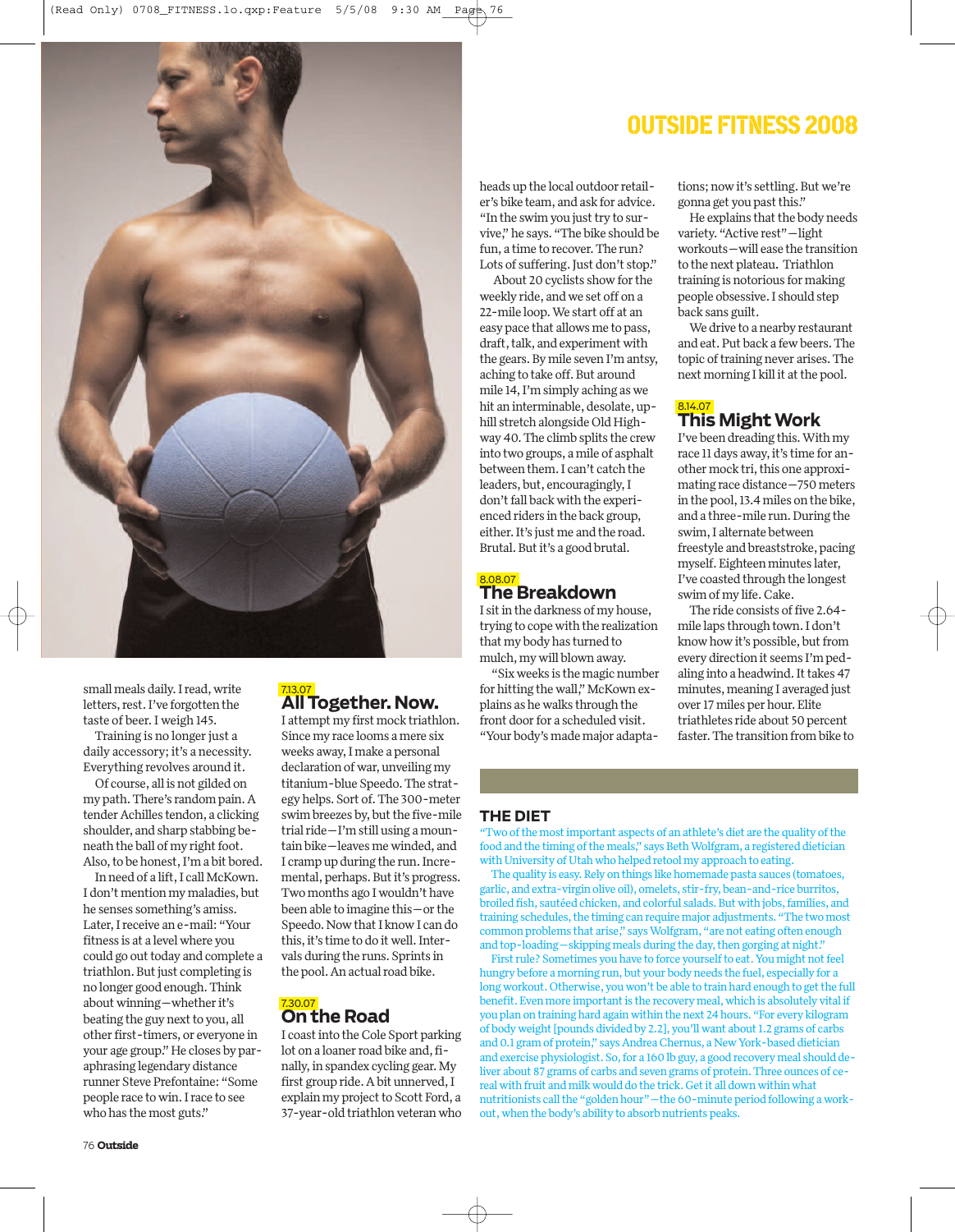small meals daily. I read, write letters, rest. I've forgotten the taste of beer. I weigh 145.

Training is no longer just a daily accessory; it's a necessity. Everything revolves around it.

Of course, all is not gilded on my path. There's random pain. A tender Achilles tendon, a clicking shoulder, and sharp stabbing beneath the ball of my right foot. Also, to be honest, I'm a bit bored.

In need of a lift, I call McKown. I don't mention my maladies, but he senses something's amiss. Later, I receive an e-mail: "Your fitness is at a level where you could go out today and complete a triathlon. But just completing is no longer good enough. Think about winning—whether it's beating the guy next to you, all other first-timers, or everyone in your age group." He closes by paraphrasing legendary distance runner Steve Prefontaine: "Some people race to win. I race to see who has the most guts."

7.13.07

## All Together. Now.

I attempt my first mock triathlon. Since my race looms a mere six weeks away, I make a personal declaration of war, unveiling my titanium-blue Speedo. The strategy helps. Sort of. The 300-meter swim breezes by, but the five-mile trial ride—I'm still using a mountain bike—leaves me winded, and I cramp up during the run. Incremental, perhaps. But it's progress. Two months ago I wouldn't have been able to imagine this—or the Speedo. Now that I know I can do this, it's time to do it well. Intervals during the runs. Sprints in the pool. An actual road bike.

7.30.07

## On the Road

I coast into the Cole Sport parking lot on a loaner road bike and, finally, in spandex cycling gear. My first group ride. A bit unnerved, I explain my project to Scott Ford, a 37-year-old triathlon veteran who heads up the local outdoor retailer's bike team, and ask for advice. "In the swim you just try to survive," he says. "The bike should be fun, a time to recover. The run? Lots of suffering. Just don't stop."

About 20 cyclists show for the weekly ride, and we set off on a 22-mile loop. We start off at an easy pace that allows me to pass, draft, talk, and experiment with the gears. By mile seven I'm antsy, aching to take off. But around mile 14, I'm simply aching as we hit an interminable, desolate, uphill stretch alongside Old Highway 40. The climb splits the crew into two groups, a mile of asphalt between them. I can't catch the leaders, but, encouragingly, I don't fall back with the experienced riders in the back group, either. It's just me and the road. Brutal. But it's a good brutal.

8.08.07

## The Breakdown

I sit in the darkness of my house, trying to cope with the realization that my body has turned to mulch, my will blown away.

"Six weeks is the magic number for hitting the wall," McKown explains as he walks through the front door for a scheduled visit. "Your body's made major adaptations; now it's settling. But we're gonna get you past this."

He explains that the body needs variety. "Active rest"—light workouts—will ease the transition to the next plateau. Triathlon training is notorious for making people obsessive. I should step back sans guilt.

We drive to a nearby restaurant and eat. Put back a few beers. The topic of training never arises. The next morning I kill it at the pool.

8.14.07

## This Might Work

I've been dreading this. With my race 11 days away, it's time for another mock tri, this one approximating race distance—750 meters in the pool, 13.4 miles on the bike, and a three-mile run. During the swim, I alternate between freestyle and breaststroke, pacing myself. Eighteen minutes later, I've coasted through the longest swim of my life. Cake.

The ride consists of five 2.64-mile laps through town. I don't know how it's possible, but from every direction it seems I'm pedaling into a headwind. It takes 47 minutes, meaning I averaged just over 17 miles per hour. Elite triathletes ride about 50 percent faster. The transition from bike to

## THE DIET

"Two of the most important aspects of an athlete's diet are the quality of the food and the timing of the meals," says Beth Wolfgram, a registered dietician with University of Utah who helped retool my approach to eating.

The quality is easy. Rely on things like homemade pasta sauces (tomatoes, garlic, and extra-virgin olive oil), omelets, stir-fry, bean-and-rice burritos, broiled fish, sautéed chicken, and colorful salads. But with jobs, families, and training schedules, the timing can require major adjustments. "The two most common problems that arise," says Wolfgram, "are not eating often enough and top-loading—skipping meals during the day, then gorging at night."

First rule? Sometimes you have to force yourself to eat. You might not feel hungry before a morning run, but your body needs the fuel, especially for a long workout. Otherwise, you won't be able to train hard enough to get the full benefit. Even more important is the recovery meal, which is absolutely vital if you plan on training hard again within the next 24 hours. "For every kilogram of body weight [pounds divided by 2.2], you'll want about 1.2 grams of carbs and 0.1 gram of protein," says Andrea Chernus, a New York–based dietician and exercise physiologist. So, for a 160 lb guy, a good recovery meal should deliver about 87 grams of carbs and seven grams of protein. Three ounces of cereal with fruit and milk would do the trick. Get it all down within what nutritionists call the "golden hour"—the 60-minute period following a workout, when the body's ability to absorb nutrients peaks.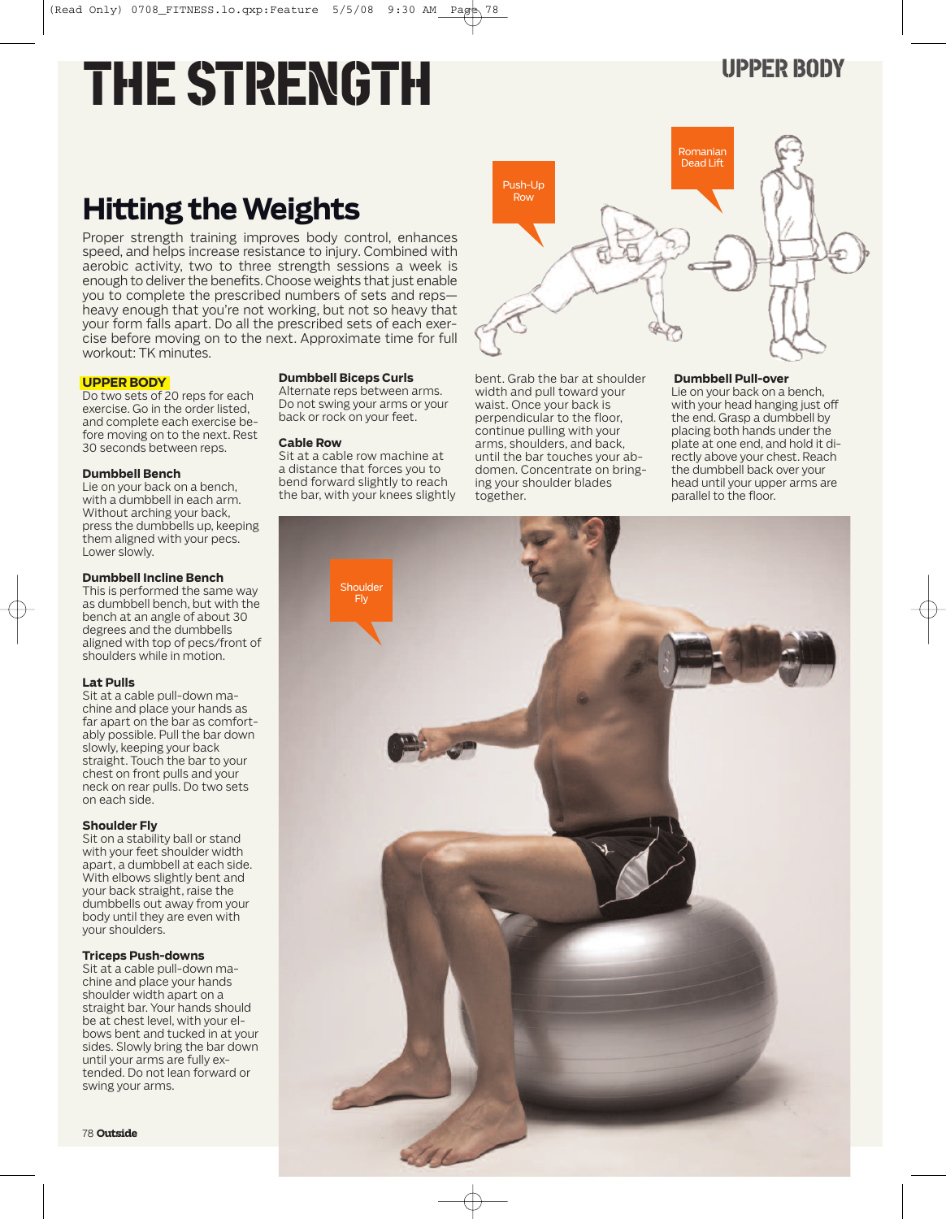# THE STRENGTH

UPPER BODY

## Hitting the Weights

Proper strength training improves body control, enhances speed, and helps increase resistance to injury. Combined with aerobic activity, two to three strength sessions a week is enough to deliver the benefits. Choose weights that just enable you to complete the prescribed numbers of sets and reps—heavy enough that you're not working, but not so heavy that your form falls apart. Do all the prescribed sets of each exercise before moving on to the next. Approximate time for full workout: TK minutes.

Push-Up Row

Romanian Dead Lift

### UPPER BODY

Do two sets of 20 reps for each exercise. Go in the order listed, and complete each exercise before moving on to the next. Rest 30 seconds between reps.

**Dumbbell Bench**
Lie on your back on a bench, with a dumbbell in each arm. Without arching your back, press the dumbbells up, keeping them aligned with your pecs. Lower slowly.

**Dumbbell Incline Bench**
This is performed the same way as dumbbell bench, but with the bench at an angle of about 30 degrees and the dumbbells aligned with top of pecs/front of shoulders while in motion.

**Lat Pulls**
Sit at a cable pull-down machine and place your hands as far apart on the bar as comfortably possible. Pull the bar down slowly, keeping your back straight. Touch the bar to your chest on front pulls and your neck on rear pulls. Do two sets on each side.

**Shoulder Fly**
Sit on a stability ball or stand with your feet shoulder width apart, a dumbbell at each side. With elbows slightly bent and your back straight, raise the dumbbells out away from your body until they are even with your shoulders.

**Triceps Push-downs**
Sit at a cable pull-down machine and place your hands shoulder width apart on a straight bar. Your hands should be at chest level, with your elbows bent and tucked in at your sides. Slowly bring the bar down until your arms are fully extended. Do not lean forward or swing your arms.

**Dumbbell Biceps Curls**
Alternate reps between arms. Do not swing your arms or your back or rock on your feet.

**Cable Row**
Sit at a cable row machine at a distance that forces you to bend forward slightly to reach the bar, with your knees slightly bent. Grab the bar at shoulder width and pull toward your waist. Once your back is perpendicular to the floor, continue pulling with your arms, shoulders, and back, until the bar touches your abdomen. Concentrate on bringing your shoulder blades together.

**Dumbbell Pull-over**
Lie on your back on a bench, with your head hanging just off the end. Grasp a dumbbell by placing both hands under the plate at one end, and hold it directly above your chest. Reach the dumbbell back over your head until your upper arms are parallel to the floor.

Shoulder Fly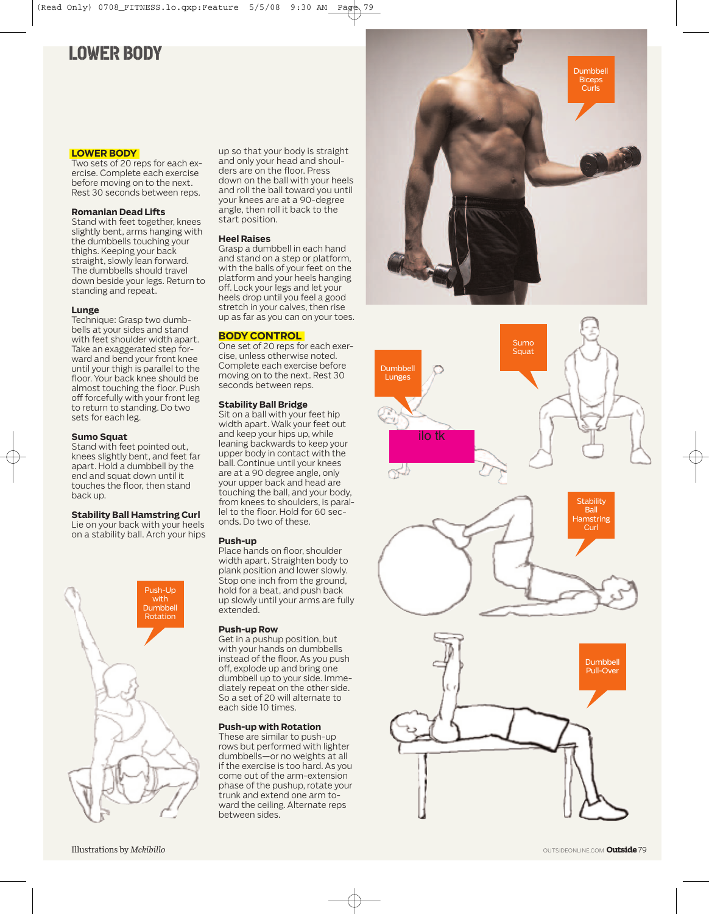# LOWER BODY

## LOWER BODY

Two sets of 20 reps for each exercise. Complete each exercise before moving on to the next. Rest 30 seconds between reps.

### Romanian Dead Lifts

Stand with feet together, knees slightly bent, arms hanging with the dumbbells touching your thighs. Keeping your back straight, slowly lean forward. The dumbbells should travel down beside your legs. Return to standing and repeat.

### Lunge

Technique: Grasp two dumbbells at your sides and stand with feet shoulder width apart. Take an exaggerated step forward and bend your front knee until your thigh is parallel to the floor. Your back knee should be almost touching the floor. Push off forcefully with your front leg to return to standing. Do two sets for each leg.

### Sumo Squat

Stand with feet pointed out, knees slightly bent, and feet far apart. Hold a dumbbell by the end and squat down until it touches the floor, then stand back up.

### Stability Ball Hamstring Curl

Lie on your back with your heels on a stability ball. Arch your hips up so that your body is straight and only your head and shoulders are on the floor. Press down on the ball with your heels and roll the ball toward you until your knees are at a 90-degree angle, then roll it back to the start position.

### Heel Raises

Grasp a dumbbell in each hand and stand on a step or platform, with the balls of your feet on the platform and your heels hanging off. Lock your legs and let your heels drop until you feel a good stretch in your calves, then rise up as far as you can on your toes.

## BODY CONTROL

One set of 20 reps for each exercise, unless otherwise noted. Complete each exercise before moving on to the next. Rest 30 seconds between reps.

### Stability Ball Bridge

Sit on a ball with your feet hip width apart. Walk your feet out and keep your hips up, while leaning backwards to keep your upper body in contact with the ball. Continue until your knees are at a 90 degree angle, only your upper back and head are touching the ball, and your body, from knees to shoulders, is parallel to the floor. Hold for 60 seconds. Do two of these.

### Push-up

Place hands on floor, shoulder width apart. Straighten body to plank position and lower slowly. Stop one inch from the ground, hold for a beat, and push back up slowly until your arms are fully extended.

### Push-up Row

Get in a pushup position, but with your hands on dumbbells instead of the floor. As you push off, explode up and bring one dumbbell up to your side. Immediately repeat on the other side. So a set of 20 will alternate to each side 10 times.

### Push-up with Rotation

These are similar to push-up rows but performed with lighter dumbbells—or no weights at all if the exercise is too hard. As you come out of the arm-extension phase of the pushup, rotate your trunk and extend one arm toward the ceiling. Alternate reps between sides.

Dumbbell Biceps Curls

Dumbbell Lunges

Sumo Squat

Stability Ball Hamstring Curl

Push-Up with Dumbbell Rotation

Dumbbell Pull-Over

Illustrations by *Mckibillo*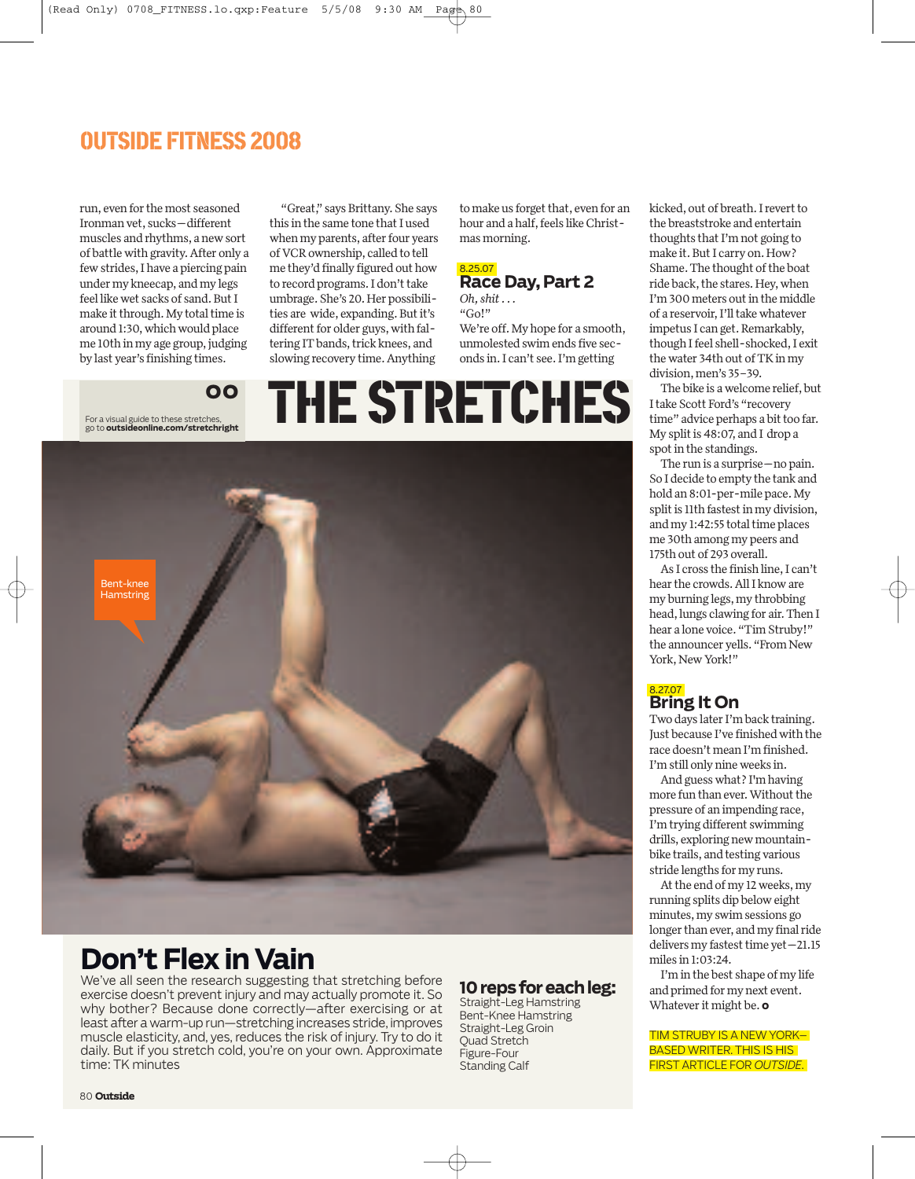run, even for the most seasoned Ironman vet, sucks—different muscles and rhythms, a new sort of battle with gravity. After only a few strides, I have a piercing pain under my kneecap, and my legs feel like wet sacks of sand. But I make it through. My total time is around 1:30, which would place me 10th in my age group, judging by last year's finishing times.

"Great," says Brittany. She says this in the same tone that I used when my parents, after four years of VCR ownership, called to tell me they'd finally figured out how to record programs. I don't take umbrage. She's 20. Her possibilities are wide, expanding. But it's different for older guys, with faltering IT bands, trick knees, and slowing recovery time. Anything to make us forget that, even for an hour and a half, feels like Christmas morning.

8.25.07

## Race Day, Part 2

*Oh, shit . . .*

"Go!"

We're off. My hope for a smooth, unmolested swim ends five seconds in. I can't see. I'm getting kicked, out of breath. I revert to the breaststroke and entertain thoughts that I'm not going to make it. But I carry on. How? Shame. The thought of the boat ride back, the stares. Hey, when I'm 300 meters out in the middle of a reservoir, I'll take whatever impetus I can get. Remarkably, though I feel shell-shocked, I exit the water 34th out of TK in my division, men's 35–39.

The bike is a welcome relief, but I take Scott Ford's "recovery time" advice perhaps a bit too far. My split is 48:07, and I drop a spot in the standings.

The run is a surprise—no pain. So I decide to empty the tank and hold an 8:01-per-mile pace. My split is 11th fastest in my division, and my 1:42:55 total time places me 30th among my peers and 175th out of 293 overall.

As I cross the finish line, I can't hear the crowds. All I know are my burning legs, my throbbing head, lungs clawing for air. Then I hear a lone voice. "Tim Struby!" the announcer yells. "From New York, New York!"

8.27.07

## Bring It On

Two days later I'm back training. Just because I've finished with the race doesn't mean I'm finished. I'm still only nine weeks in.

And guess what? I'm having more fun than ever. Without the pressure of an impending race, I'm trying different swimming drills, exploring new mountain-bike trails, and testing various stride lengths for my runs.

At the end of my 12 weeks, my running splits dip below eight minutes, my swim sessions go longer than ever, and my final ride delivers my fastest time yet—21.15 miles in 1:03:24.

I'm in the best shape of my life and primed for my next event. Whatever it might be. ▪

TIM STRUBY IS A NEW YORK–BASED WRITER. THIS IS HIS FIRST ARTICLE FOR *OUTSIDE*.

# THE STRETCHES

For a visual guide to these stretches, go to **outsideonline.com/stretchright**

Bent-knee Hamstring

## Don't Flex in Vain

We've all seen the research suggesting that stretching before exercise doesn't prevent injury and may actually promote it. So why bother? Because done correctly—after exercising or at least after a warm-up run—stretching increases stride, improves muscle elasticity, and, yes, reduces the risk of injury. Try to do it daily. But if you stretch cold, you're on your own. Approximate time: TK minutes

### 10 reps for each leg:

Straight-Leg Hamstring
Bent-Knee Hamstring
Straight-Leg Groin
Quad Stretch
Figure-Four
Standing Calf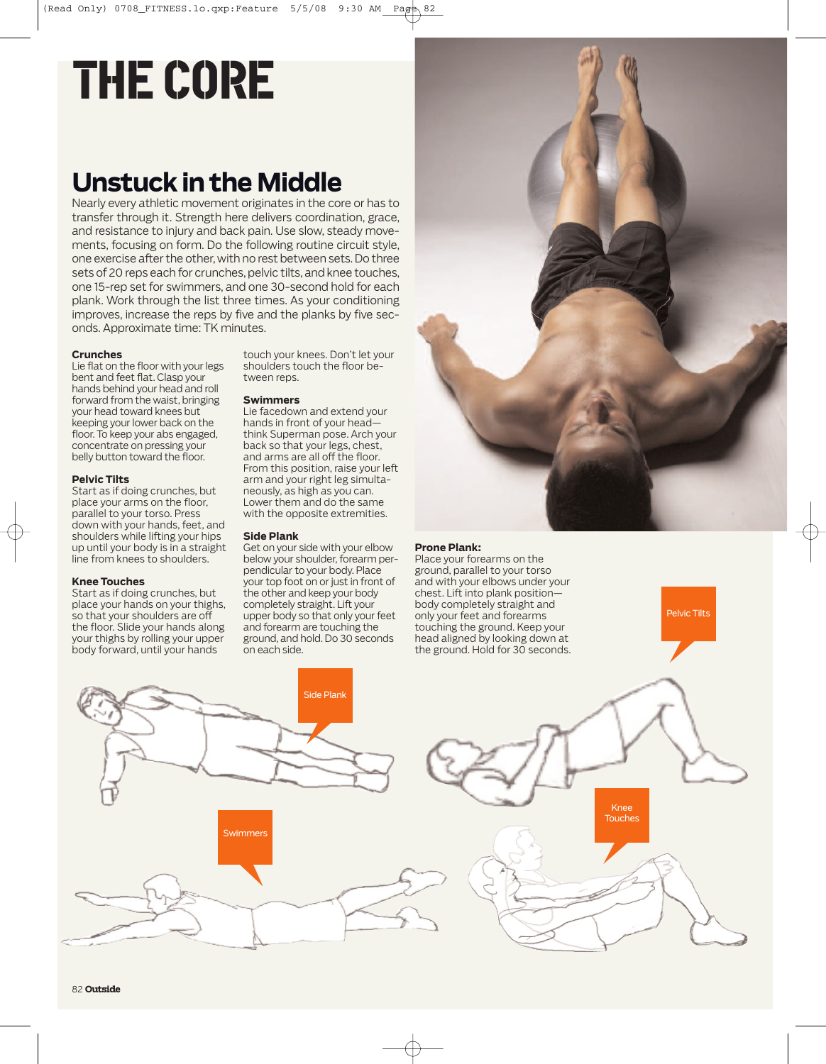# THE CORE

## Unstuck in the Middle

Nearly every athletic movement originates in the core or has to transfer through it. Strength here delivers coordination, grace, and resistance to injury and back pain. Use slow, steady movements, focusing on form. Do the following routine circuit style, one exercise after the other, with no rest between sets. Do three sets of 20 reps each for crunches, pelvic tilts, and knee touches, one 15-rep set for swimmers, and one 30-second hold for each plank. Work through the list three times. As your conditioning improves, increase the reps by five and the planks by five seconds. Approximate time: TK minutes.

**Crunches**
Lie flat on the floor with your legs bent and feet flat. Clasp your hands behind your head and roll forward from the waist, bringing your head toward knees but keeping your lower back on the floor. To keep your abs engaged, concentrate on pressing your belly button toward the floor.

**Pelvic Tilts**
Start as if doing crunches, but place your arms on the floor, parallel to your torso. Press down with your hands, feet, and shoulders while lifting your hips up until your body is in a straight line from knees to shoulders.

**Knee Touches**
Start as if doing crunches, but place your hands on your thighs, so that your shoulders are off the floor. Slide your hands along your thighs by rolling your upper body forward, until your hands touch your knees. Don't let your shoulders touch the floor between reps.

**Swimmers**
Lie facedown and extend your hands in front of your head—think Superman pose. Arch your back so that your legs, chest, and arms are all off the floor. From this position, raise your left arm and your right leg simultaneously, as high as you can. Lower them and do the same with the opposite extremities.

**Side Plank**
Get on your side with your elbow below your shoulder, forearm perpendicular to your body. Place your top foot on or just in front of the other and keep your body completely straight. Lift your upper body so that only your feet and forearm are touching the ground, and hold. Do 30 seconds on each side.

**Prone Plank:**
Place your forearms on the ground, parallel to your torso and with your elbows under your chest. Lift into plank position—body completely straight and only your feet and forearms touching the ground. Keep your head aligned by looking down at the ground. Hold for 30 seconds.

Pelvic Tilts

Side Plank

Knee Touches

Swimmers